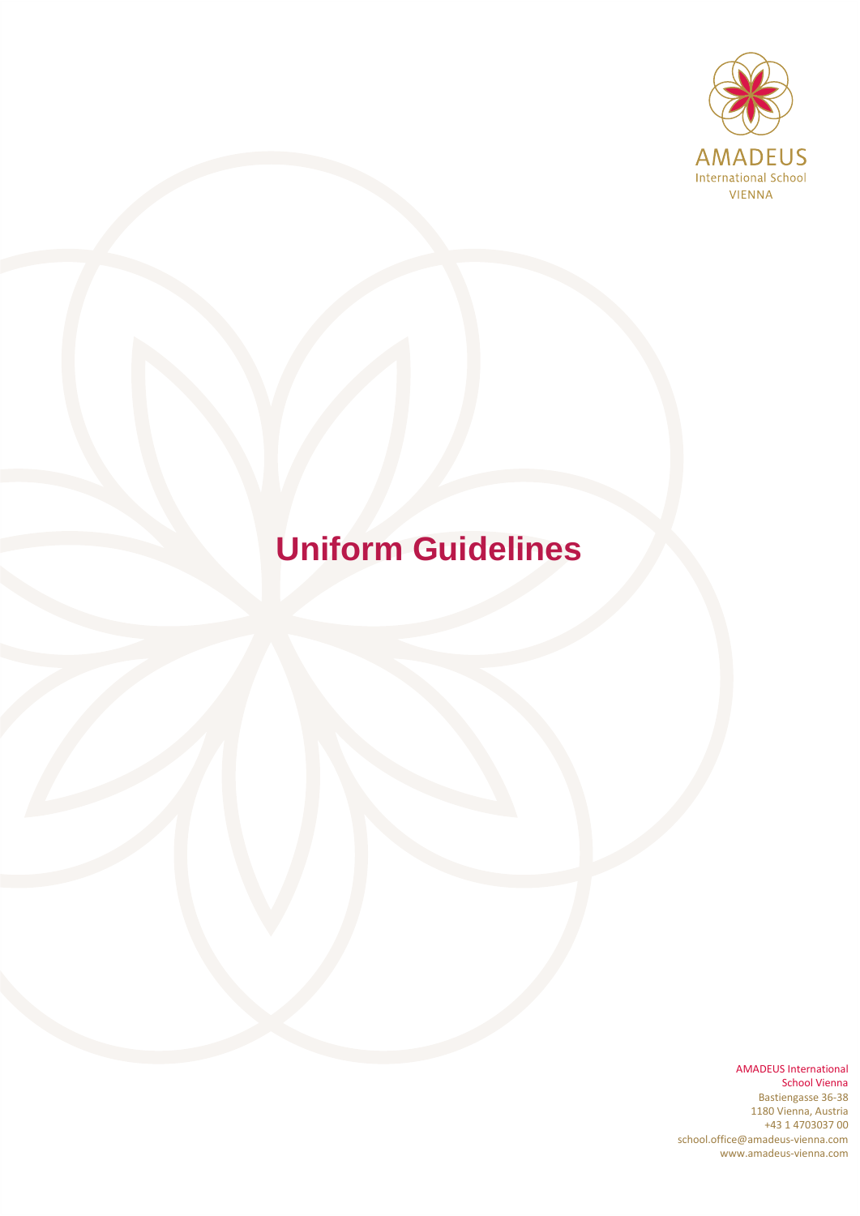AMADEUS
International School
VIENNA

# Uniform Guidelines

AMADEUS International School Vienna
Bastiengasse 36-38
1180 Vienna, Austria
+43 1 4703037 00
school.office@amadeus-vienna.com
www.amadeus-vienna.com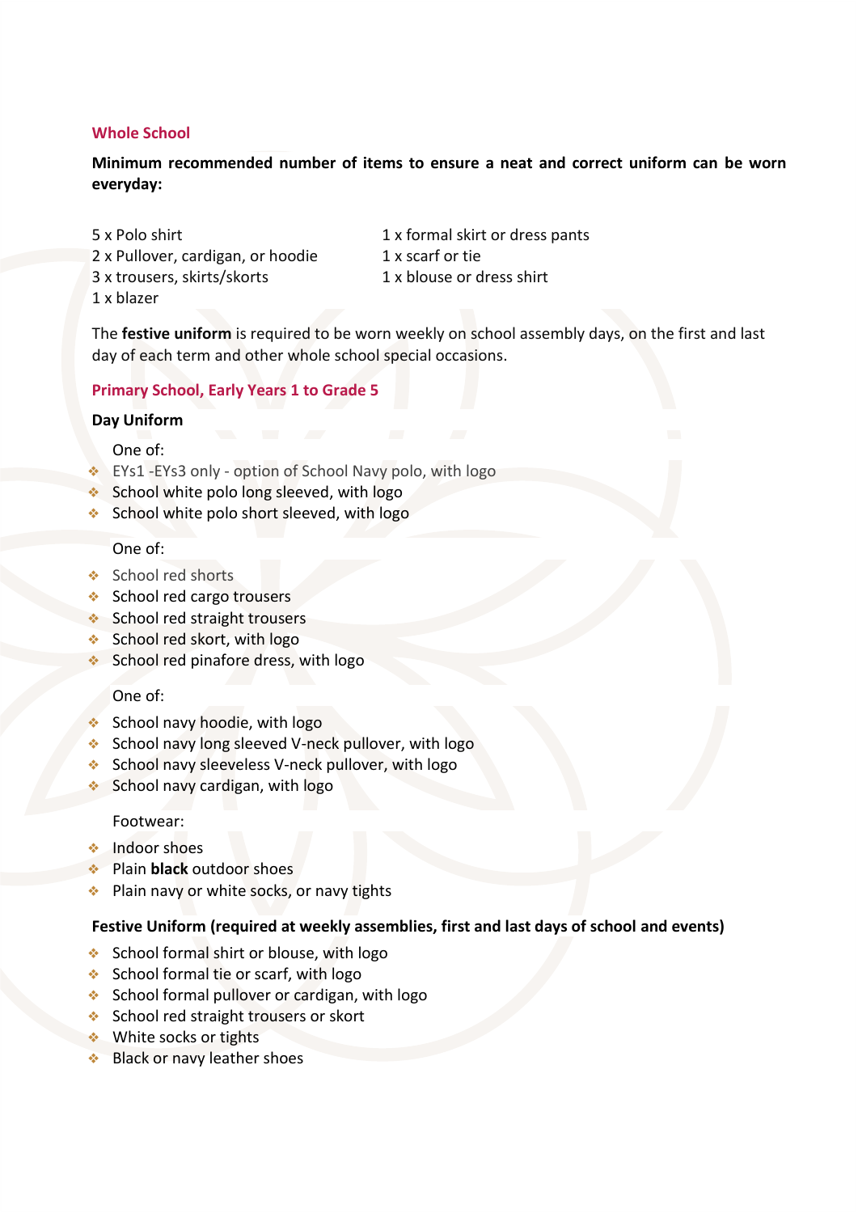## Whole School

**Minimum recommended number of items to ensure a neat and correct uniform can be worn everyday:**

5 x Polo shirt
2 x Pullover, cardigan, or hoodie
3 x trousers, skirts/skorts
1 x blazer
1 x formal skirt or dress pants
1 x scarf or tie
1 x blouse or dress shirt

The **festive uniform** is required to be worn weekly on school assembly days, on the first and last day of each term and other whole school special occasions.

## Primary School, Early Years 1 to Grade 5

### Day Uniform

One of:

- EYs1 -EYs3 only - option of School Navy polo, with logo
- School white polo long sleeved, with logo
- School white polo short sleeved, with logo

One of:

- School red shorts
- School red cargo trousers
- School red straight trousers
- School red skort, with logo
- School red pinafore dress, with logo

One of:

- School navy hoodie, with logo
- School navy long sleeved V-neck pullover, with logo
- School navy sleeveless V-neck pullover, with logo
- School navy cardigan, with logo

Footwear:

- Indoor shoes
- Plain **black** outdoor shoes
- Plain navy or white socks, or navy tights

### Festive Uniform (required at weekly assemblies, first and last days of school and events)

- School formal shirt or blouse, with logo
- School formal tie or scarf, with logo
- School formal pullover or cardigan, with logo
- School red straight trousers or skort
- White socks or tights
- Black or navy leather shoes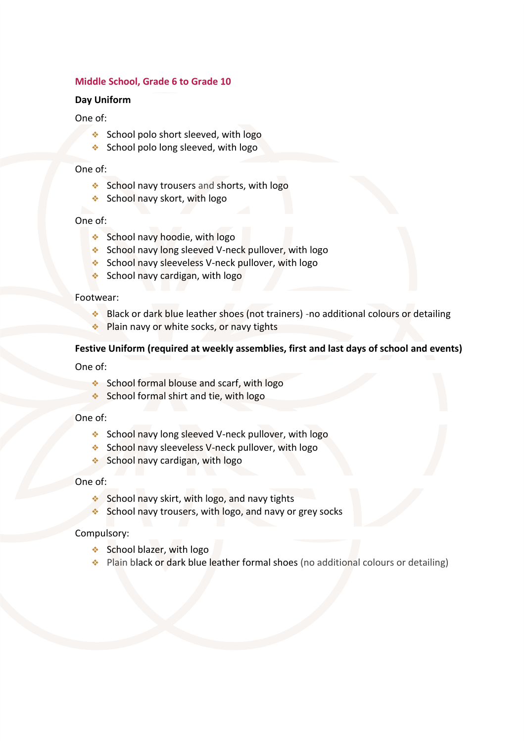## Middle School, Grade 6 to Grade 10

**Day Uniform**

One of:

- School polo short sleeved, with logo
- School polo long sleeved, with logo

One of:

- School navy trousers and shorts, with logo
- School navy skort, with logo

One of:

- School navy hoodie, with logo
- School navy long sleeved V-neck pullover, with logo
- School navy sleeveless V-neck pullover, with logo
- School navy cardigan, with logo

Footwear:

- Black or dark blue leather shoes (not trainers) -no additional colours or detailing
- Plain navy or white socks, or navy tights

**Festive Uniform (required at weekly assemblies, first and last days of school and events)**

One of:

- School formal blouse and scarf, with logo
- School formal shirt and tie, with logo

One of:

- School navy long sleeved V-neck pullover, with logo
- School navy sleeveless V-neck pullover, with logo
- School navy cardigan, with logo

One of:

- School navy skirt, with logo, and navy tights
- School navy trousers, with logo, and navy or grey socks

Compulsory:

- School blazer, with logo
- Plain black or dark blue leather formal shoes (no additional colours or detailing)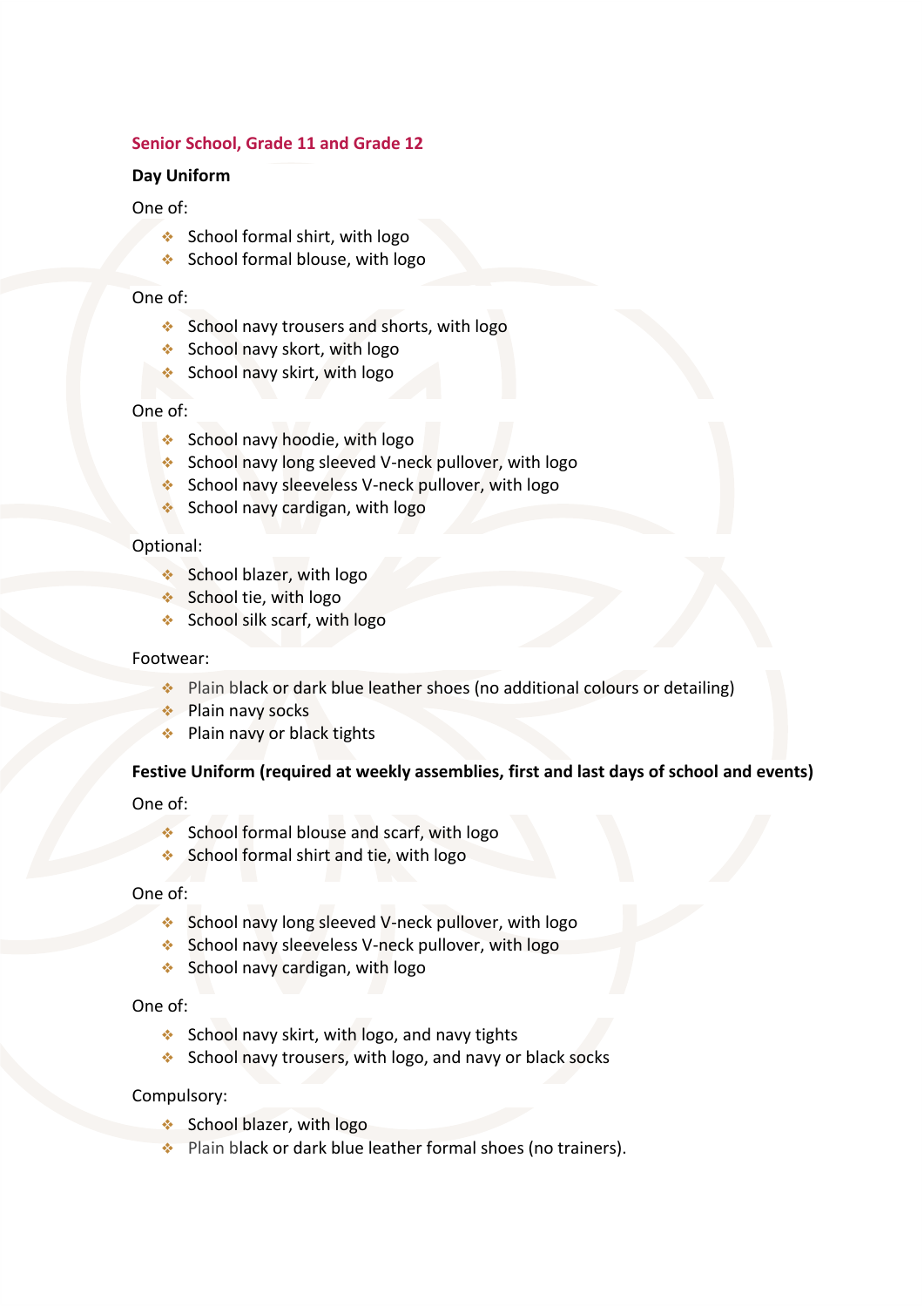## Senior School, Grade 11 and Grade 12

### Day Uniform

One of:

- School formal shirt, with logo
- School formal blouse, with logo

One of:

- School navy trousers and shorts, with logo
- School navy skort, with logo
- School navy skirt, with logo

One of:

- School navy hoodie, with logo
- School navy long sleeved V-neck pullover, with logo
- School navy sleeveless V-neck pullover, with logo
- School navy cardigan, with logo

Optional:

- School blazer, with logo
- School tie, with logo
- School silk scarf, with logo

Footwear:

- Plain black or dark blue leather shoes (no additional colours or detailing)
- Plain navy socks
- Plain navy or black tights

### Festive Uniform (required at weekly assemblies, first and last days of school and events)

One of:

- School formal blouse and scarf, with logo
- School formal shirt and tie, with logo

One of:

- School navy long sleeved V-neck pullover, with logo
- School navy sleeveless V-neck pullover, with logo
- School navy cardigan, with logo

One of:

- School navy skirt, with logo, and navy tights
- School navy trousers, with logo, and navy or black socks

Compulsory:

- School blazer, with logo
- Plain black or dark blue leather formal shoes (no trainers).